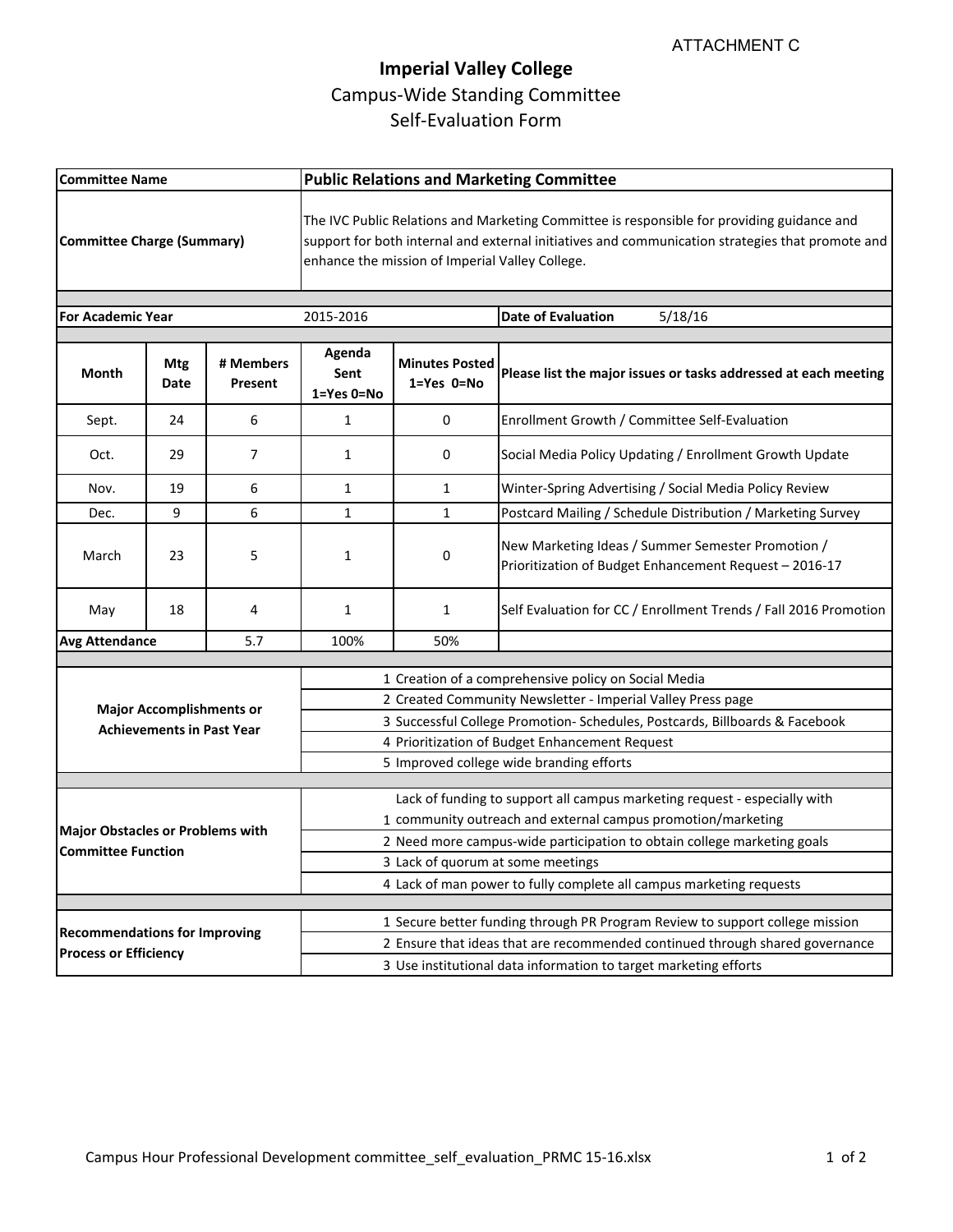ATTACHMENT C

# Imperial Valley College

## Campus-Wide Standing Committee
## Self-Evaluation Form

| **Committee Name** | **Public Relations and Marketing Committee** |
|---|---|
| **Committee Charge (Summary)** | The IVC Public Relations and Marketing Committee is responsible for providing guidance and support for both internal and external initiatives and communication strategies that promote and enhance the mission of Imperial Valley College. |

| **For Academic Year** | 2015-2016 | **Date of Evaluation** | 5/18/16 |
|---|---|---|---|

| **Month** | **Mtg Date** | **# Members Present** | **Agenda Sent 1=Yes 0=No** | **Minutes Posted 1=Yes 0=No** | **Please list the major issues or tasks addressed at each meeting** |
|---|---|---|---|---|---|
| Sept. | 24 | 6 | 1 | 0 | Enrollment Growth / Committee Self-Evaluation |
| Oct. | 29 | 7 | 1 | 0 | Social Media Policy Updating / Enrollment Growth Update |
| Nov. | 19 | 6 | 1 | 1 | Winter-Spring Advertising / Social Media Policy Review |
| Dec. | 9 | 6 | 1 | 1 | Postcard Mailing / Schedule Distribution / Marketing Survey |
| March | 23 | 5 | 1 | 0 | New Marketing Ideas / Summer Semester Promotion / Prioritization of Budget Enhancement Request – 2016-17 |
| May | 18 | 4 | 1 | 1 | Self Evaluation for CC / Enrollment Trends / Fall 2016 Promotion |
| **Avg Attendance** | | 5.7 | 100% | 50% | |

| **Major Accomplishments or Achievements in Past Year** | |
|---|---|
| | 1 Creation of a comprehensive policy on Social Media |
| | 2 Created Community Newsletter - Imperial Valley Press page |
| | 3 Successful College Promotion- Schedules, Postcards, Billboards & Facebook |
| | 4 Prioritization of Budget Enhancement Request |
| | 5 Improved college wide branding efforts |

| **Major Obstacles or Problems with Committee Function** | |
|---|---|
| | 1 Lack of funding to support all campus marketing request - especially with community outreach and external campus promotion/marketing |
| | 2 Need more campus-wide participation to obtain college marketing goals |
| | 3 Lack of quorum at some meetings |
| | 4 Lack of man power to fully complete all campus marketing requests |

| **Recommendations for Improving Process or Efficiency** | |
|---|---|
| | 1 Secure better funding through PR Program Review to support college mission |
| | 2 Ensure that ideas that are recommended continued through shared governance |
| | 3 Use institutional data information to target marketing efforts |

Campus Hour Professional Development committee_self_evaluation_PRMC 15-16.xlsx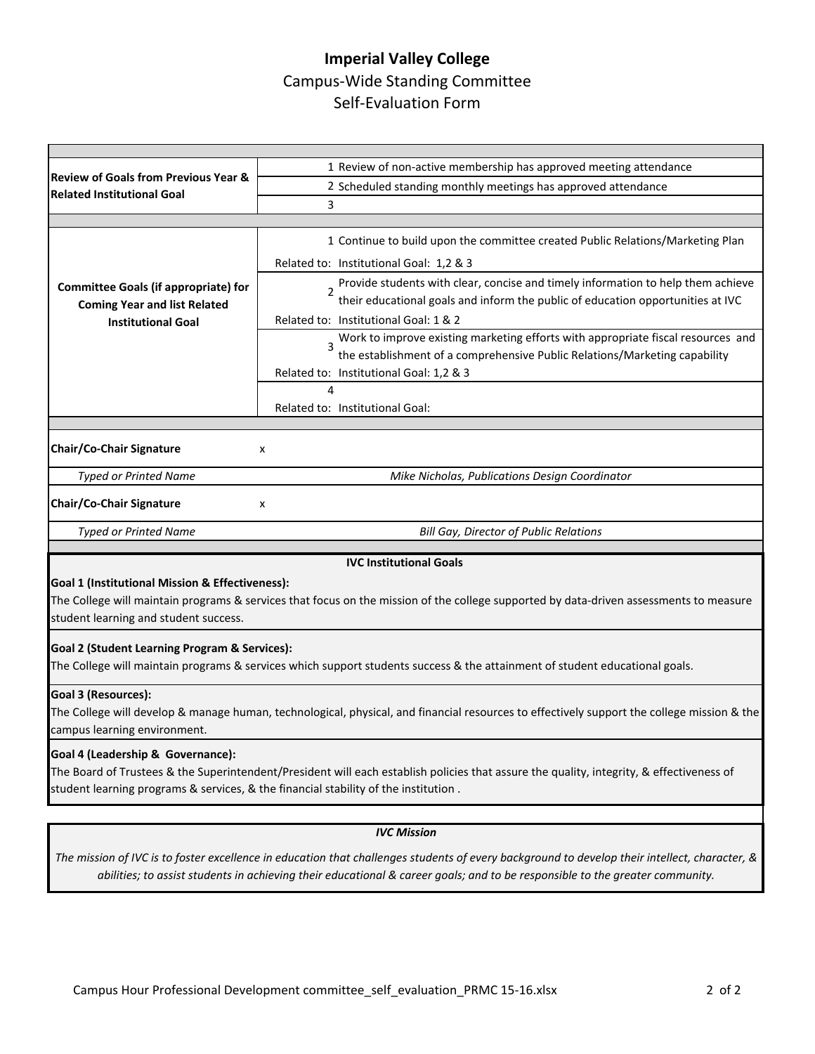# Imperial Valley College

Campus-Wide Standing Committee
Self-Evaluation Form

| | | |
|---|---|---|
| **Review of Goals from Previous Year & Related Institutional Goal** | 1 | Review of non-active membership has approved meeting attendance |
| | 2 | Scheduled standing monthly meetings has approved attendance |
| | 3 | |

| | | |
|---|---|---|
| **Committee Goals (if appropriate) for Coming Year and list Related Institutional Goal** | 1 | Continue to build upon the committee created Public Relations/Marketing Plan |
| | Related to: | Institutional Goal: 1,2 & 3 |
| | 2 | Provide students with clear, concise and timely information to help them achieve their educational goals and inform the public of education opportunities at IVC |
| | Related to: | Institutional Goal: 1 & 2 |
| | 3 | Work to improve existing marketing efforts with appropriate fiscal resources and the establishment of a comprehensive Public Relations/Marketing capability |
| | Related to: | Institutional Goal: 1,2 & 3 |
| | 4 | |
| | Related to: | Institutional Goal: |

| | |
|---|---|
| **Chair/Co-Chair Signature** | x |
| *Typed or Printed Name* | *Mike Nicholas, Publications Design Coordinator* |
| **Chair/Co-Chair Signature** | x |
| *Typed or Printed Name* | *Bill Gay, Director of Public Relations* |

**IVC Institutional Goals**

**Goal 1 (Institutional Mission & Effectiveness):**
The College will maintain programs & services that focus on the mission of the college supported by data-driven assessments to measure student learning and student success.

**Goal 2 (Student Learning Program & Services):**
The College will maintain programs & services which support students success & the attainment of student educational goals.

**Goal 3 (Resources):**
The College will develop & manage human, technological, physical, and financial resources to effectively support the college mission & the campus learning environment.

**Goal 4 (Leadership & Governance):**
The Board of Trustees & the Superintendent/President will each establish policies that assure the quality, integrity, & effectiveness of student learning programs & services, & the financial stability of the institution .

***IVC Mission***

*The mission of IVC is to foster excellence in education that challenges students of every background to develop their intellect, character, & abilities; to assist students in achieving their educational & career goals; and to be responsible to the greater community.*